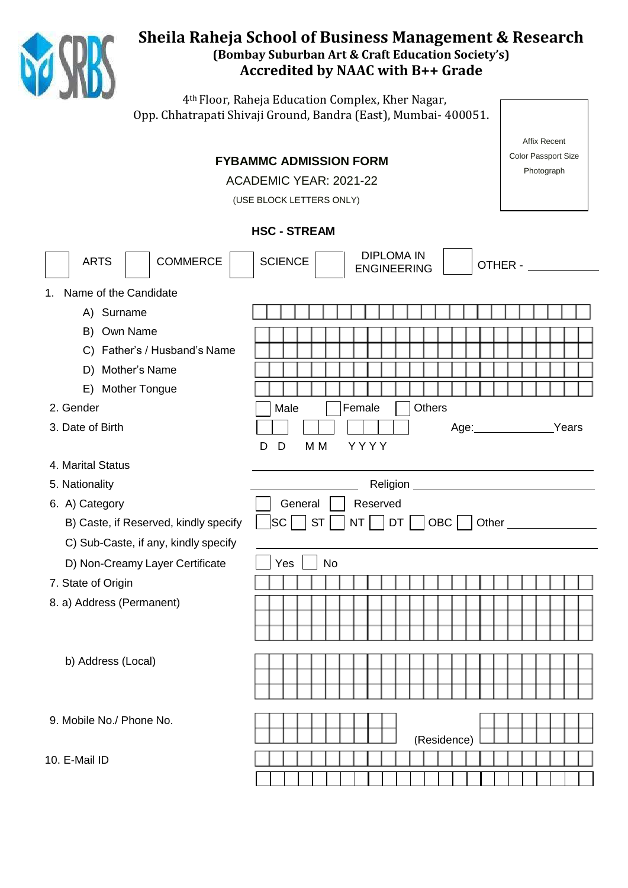# Sheila Raheja School of Business Management & Research

**(Bombay Suburban Art & Craft Education Society's)**

**Accredited by NAAC with B++ Grade**

4th Floor, Raheja Education Complex, Kher Nagar,
Opp. Chhatrapati Shivaji Ground, Bandra (East), Mumbai- 400051.

Affix Recent Color Passport Size Photograph

## FYBAMMC ADMISSION FORM

ACADEMIC YEAR: 2021-22

(USE BLOCK LETTERS ONLY)

### HSC - STREAM

☐ ARTS ☐ COMMERCE ☐ SCIENCE ☐ DIPLOMA IN ENGINEERING ☐ OTHER - ____________

1. Name of the Candidate
   - A) Surname
   - B) Own Name
   - C) Father's / Husband's Name
   - D) Mother's Name
   - E) Mother Tongue
2. Gender ☐ Male ☐ Female ☐ Others
3. Date of Birth ☐☐ ☐☐ ☐☐☐☐ (D D M M Y Y Y Y) Age:____________Years
4. Marital Status ____________
5. Nationality ____________ Religion ____________
6. A) Category ☐ General ☐ Reserved
   - B) Caste, if Reserved, kindly specify ☐ SC ☐ ST ☐ NT ☐ DT ☐ OBC ☐ Other ____________
   - C) Sub-Caste, if any, kindly specify ____________
   - D) Non-Creamy Layer Certificate ☐ Yes ☐ No
7. State of Origin
8. a) Address (Permanent)
   - b) Address (Local)
9. Mobile No./ Phone No. (Residence)
10. E-Mail ID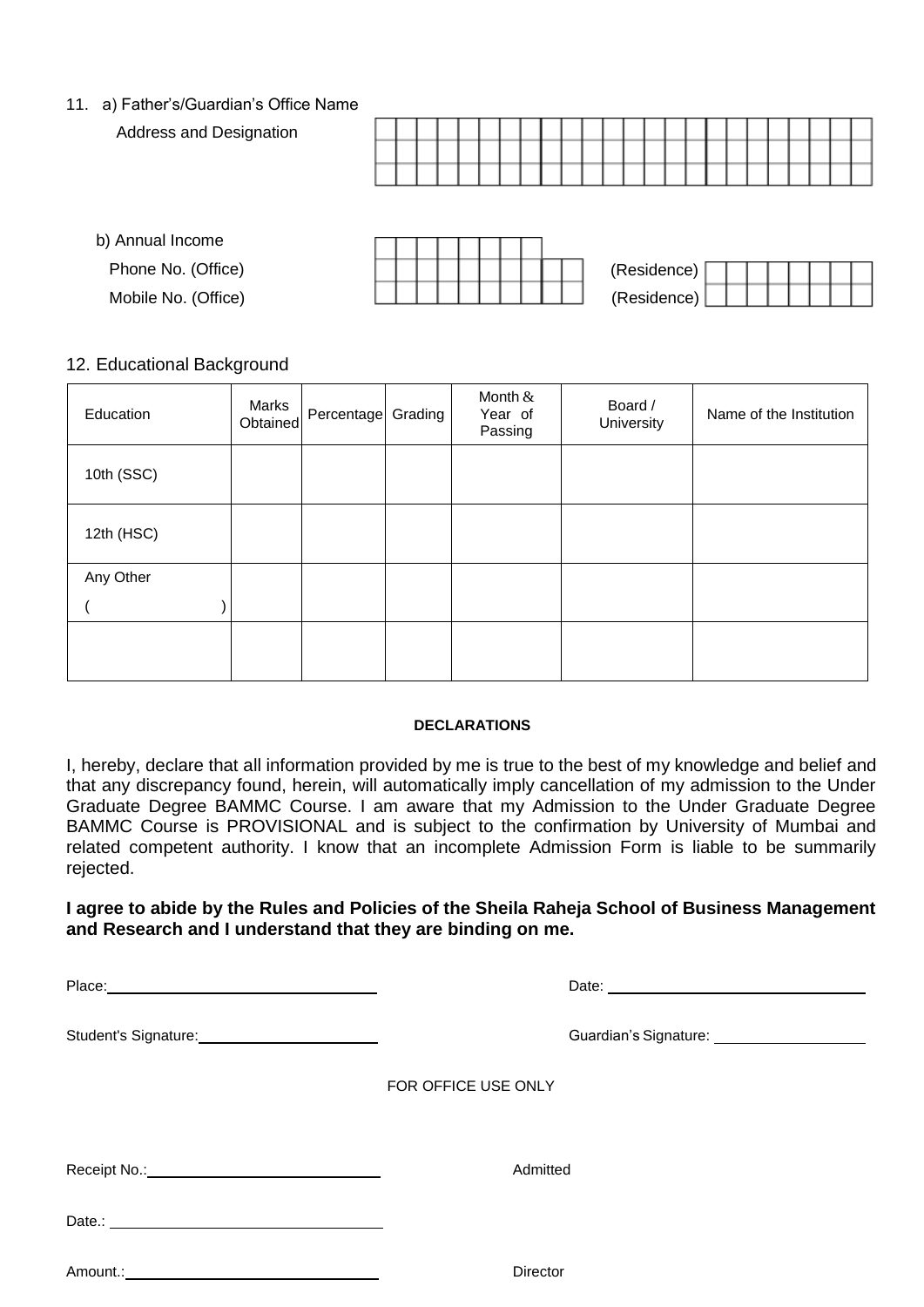11. a) Father's/Guardian's Office Name
    Address and Designation

b) Annual Income

Phone No. (Office) (Residence)

Mobile No. (Office) (Residence)

12. Educational Background

| Education | Marks Obtained | Percentage | Grading | Month & Year of Passing | Board / University | Name of the Institution |
|---|---|---|---|---|---|---|
| 10th (SSC) | | | | | | |
| 12th (HSC) | | | | | | |
| Any Other ( ) | | | | | | |
| | | | | | | |

**DECLARATIONS**

I, hereby, declare that all information provided by me is true to the best of my knowledge and belief and that any discrepancy found, herein, will automatically imply cancellation of my admission to the Under Graduate Degree BAMMC Course. I am aware that my Admission to the Under Graduate Degree BAMMC Course is PROVISIONAL and is subject to the confirmation by University of Mumbai and related competent authority. I know that an incomplete Admission Form is liable to be summarily rejected.

**I agree to abide by the Rules and Policies of the Sheila Raheja School of Business Management and Research and I understand that they are binding on me.**

Place:\_\_\_\_\_\_\_\_\_\_\_\_\_\_\_\_\_\_\_\_ Date: \_\_\_\_\_\_\_\_\_\_\_\_\_\_\_\_\_\_\_\_

Student's Signature:\_\_\_\_\_\_\_\_\_\_\_\_\_\_\_\_\_\_\_\_ Guardian's Signature: \_\_\_\_\_\_\_\_\_\_\_\_\_\_\_\_\_\_\_\_

FOR OFFICE USE ONLY

Receipt No.:\_\_\_\_\_\_\_\_\_\_\_\_\_\_\_\_\_\_\_\_ Admitted

Date.: \_\_\_\_\_\_\_\_\_\_\_\_\_\_\_\_\_\_\_\_

Amount.:\_\_\_\_\_\_\_\_\_\_\_\_\_\_\_\_\_\_\_\_ Director